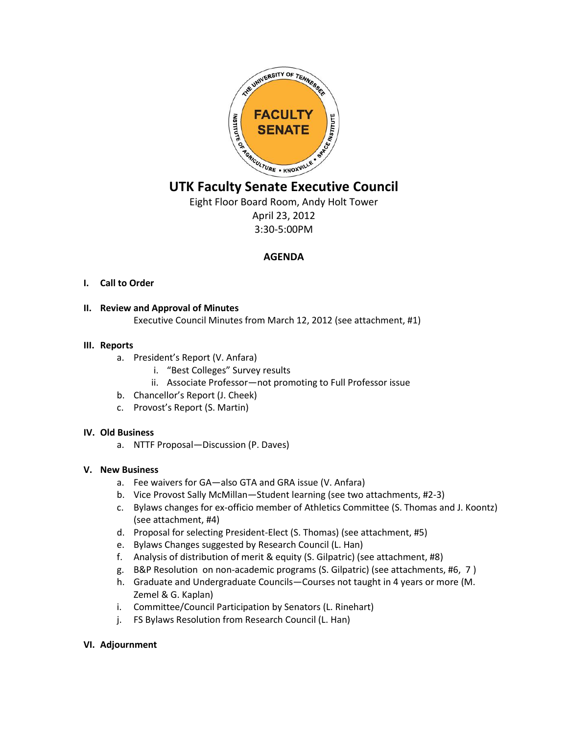# UTK Faculty Senate Executive Council

Eight Floor Board Room, Andy Holt Tower
April 23, 2012
3:30-5:00PM

## AGENDA

**I. Call to Order**

**II. Review and Approval of Minutes**

Executive Council Minutes from March 12, 2012 (see attachment, #1)

**III. Reports**

a. President's Report (V. Anfara)
   i. "Best Colleges" Survey results
   ii. Associate Professor—not promoting to Full Professor issue
b. Chancellor's Report (J. Cheek)
c. Provost's Report (S. Martin)

**IV. Old Business**

a. NTTF Proposal—Discussion (P. Daves)

**V. New Business**

a. Fee waivers for GA—also GTA and GRA issue (V. Anfara)
b. Vice Provost Sally McMillan—Student learning (see two attachments, #2-3)
c. Bylaws changes for ex-officio member of Athletics Committee (S. Thomas and J. Koontz) (see attachment, #4)
d. Proposal for selecting President-Elect (S. Thomas) (see attachment, #5)
e. Bylaws Changes suggested by Research Council (L. Han)
f. Analysis of distribution of merit & equity (S. Gilpatric) (see attachment, #8)
g. B&P Resolution on non-academic programs (S. Gilpatric) (see attachments, #6, 7 )
h. Graduate and Undergraduate Councils—Courses not taught in 4 years or more (M. Zemel & G. Kaplan)
i. Committee/Council Participation by Senators (L. Rinehart)
j. FS Bylaws Resolution from Research Council (L. Han)

**VI. Adjournment**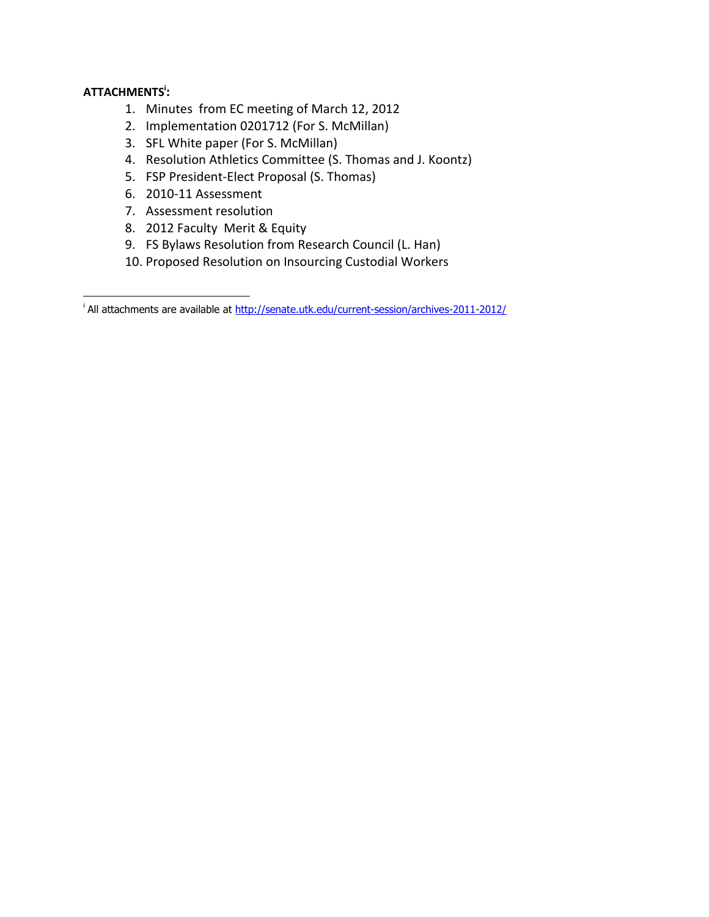**ATTACHMENTS[i]:**

1. Minutes from EC meeting of March 12, 2012
2. Implementation 0201712 (For S. McMillan)
3. SFL White paper (For S. McMillan)
4. Resolution Athletics Committee (S. Thomas and J. Koontz)
5. FSP President-Elect Proposal (S. Thomas)
6. 2010-11 Assessment
7. Assessment resolution
8. 2012 Faculty Merit & Equity
9. FS Bylaws Resolution from Research Council (L. Han)
10. Proposed Resolution on Insourcing Custodial Workers

---

[i] All attachments are available at http://senate.utk.edu/current-session/archives-2011-2012/